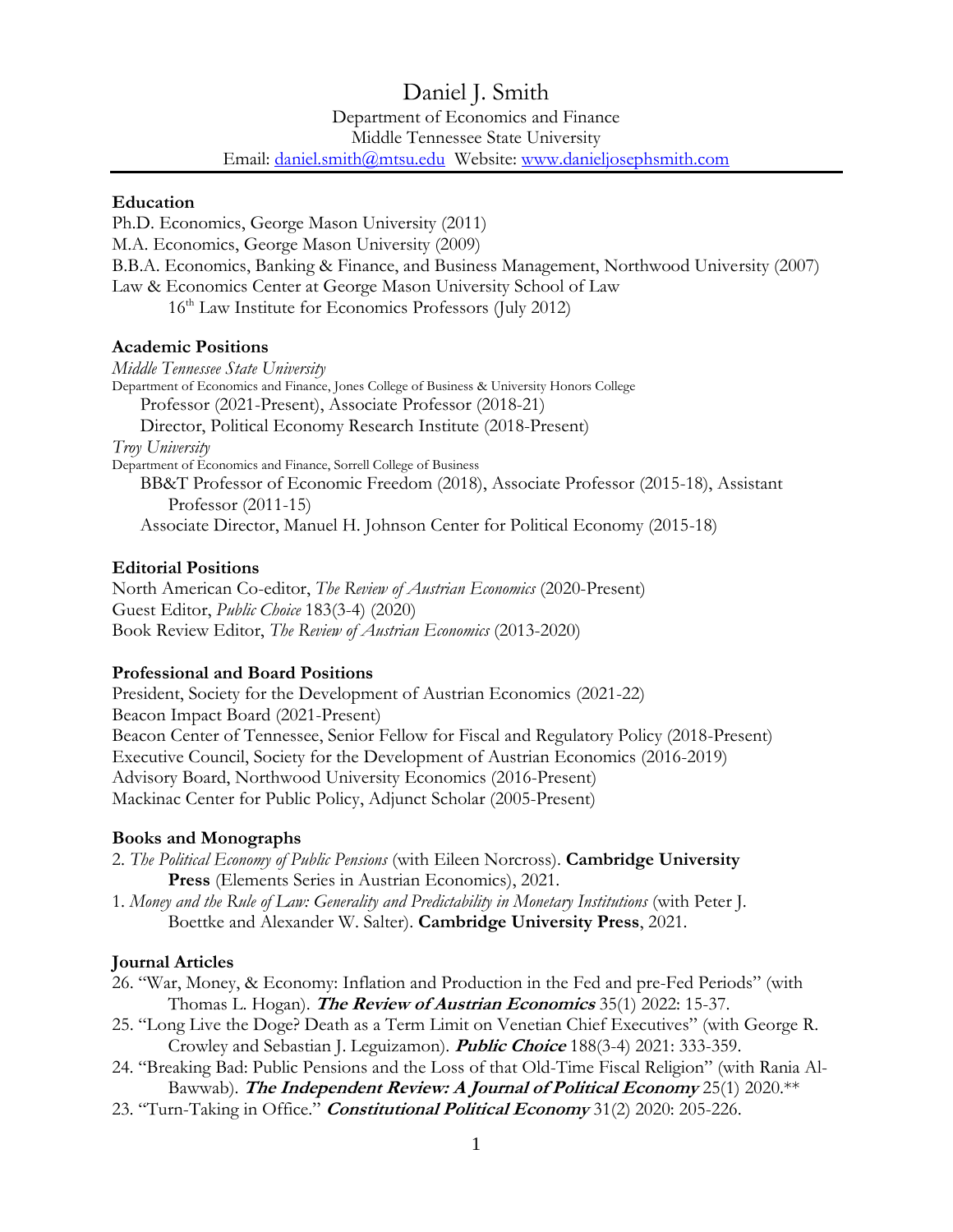# Daniel J. Smith

Department of Economics and Finance
Middle Tennessee State University
Email: daniel.smith@mtsu.edu Website: www.danieljosephsmith.com

## Education

Ph.D. Economics, George Mason University (2011)
M.A. Economics, George Mason University (2009)
B.B.A. Economics, Banking & Finance, and Business Management, Northwood University (2007)
Law & Economics Center at George Mason University School of Law
16th Law Institute for Economics Professors (July 2012)

## Academic Positions

*Middle Tennessee State University*
Department of Economics and Finance, Jones College of Business & University Honors College
Professor (2021-Present), Associate Professor (2018-21)
Director, Political Economy Research Institute (2018-Present)

*Troy University*
Department of Economics and Finance, Sorrell College of Business
BB&T Professor of Economic Freedom (2018), Associate Professor (2015-18), Assistant Professor (2011-15)
Associate Director, Manuel H. Johnson Center for Political Economy (2015-18)

## Editorial Positions

North American Co-editor, *The Review of Austrian Economics* (2020-Present)
Guest Editor, *Public Choice* 183(3-4) (2020)
Book Review Editor, *The Review of Austrian Economics* (2013-2020)

## Professional and Board Positions

President, Society for the Development of Austrian Economics (2021-22)
Beacon Impact Board (2021-Present)
Beacon Center of Tennessee, Senior Fellow for Fiscal and Regulatory Policy (2018-Present)
Executive Council, Society for the Development of Austrian Economics (2016-2019)
Advisory Board, Northwood University Economics (2016-Present)
Mackinac Center for Public Policy, Adjunct Scholar (2005-Present)

## Books and Monographs

2. *The Political Economy of Public Pensions* (with Eileen Norcross). **Cambridge University Press** (Elements Series in Austrian Economics), 2021.
1. *Money and the Rule of Law: Generality and Predictability in Monetary Institutions* (with Peter J. Boettke and Alexander W. Salter). **Cambridge University Press**, 2021.

## Journal Articles

26. "War, Money, & Economy: Inflation and Production in the Fed and pre-Fed Periods" (with Thomas L. Hogan). ***The Review of Austrian Economics*** 35(1) 2022: 15-37.
25. "Long Live the Doge? Death as a Term Limit on Venetian Chief Executives" (with George R. Crowley and Sebastian J. Leguizamon). ***Public Choice*** 188(3-4) 2021: 333-359.
24. "Breaking Bad: Public Pensions and the Loss of that Old-Time Fiscal Religion" (with Rania Al-Bawwab). ***The Independent Review: A Journal of Political Economy*** 25(1) 2020.**
23. "Turn-Taking in Office." ***Constitutional Political Economy*** 31(2) 2020: 205-226.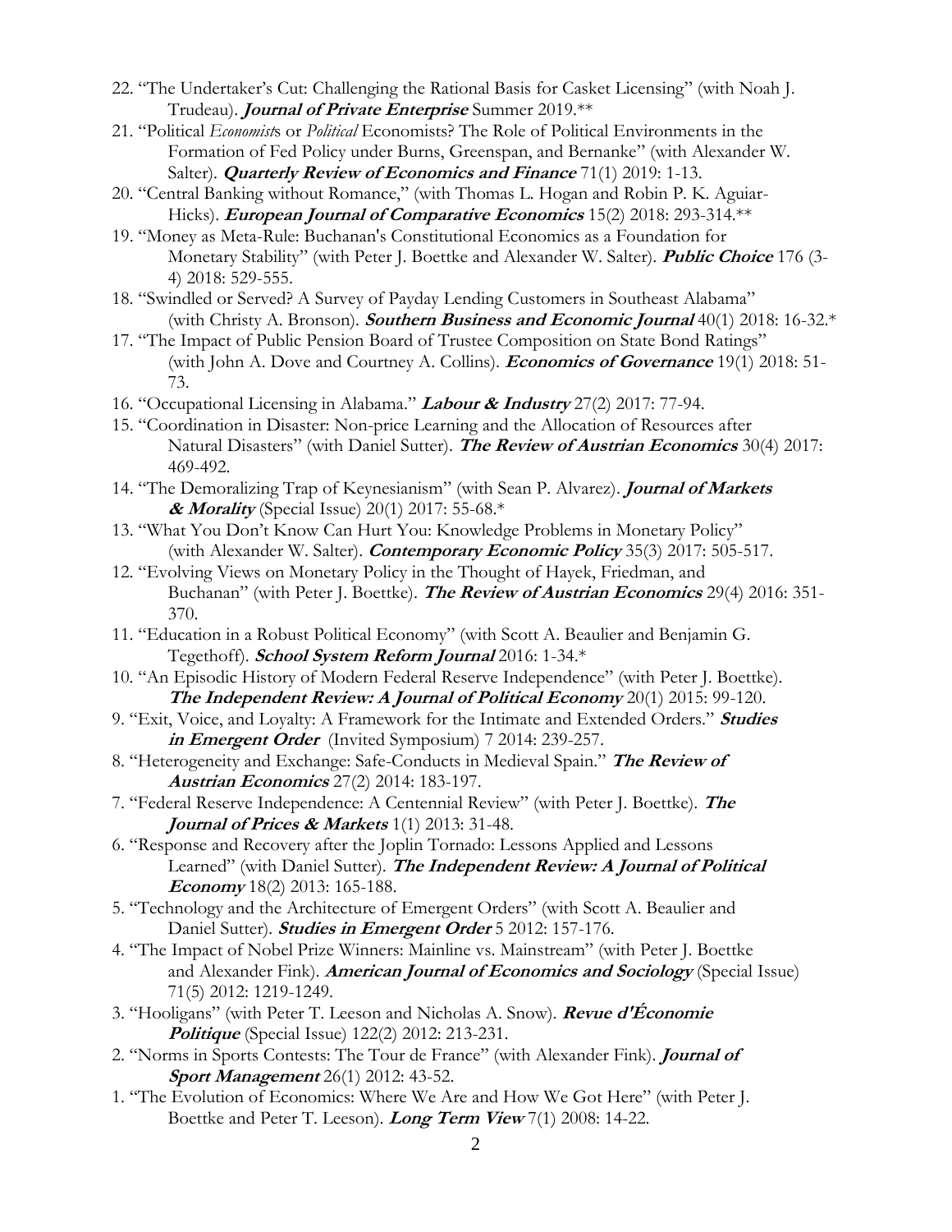22. "The Undertaker's Cut: Challenging the Rational Basis for Casket Licensing" (with Noah J. Trudeau). ***Journal of Private Enterprise*** Summer 2019.**
21. "Political *Economist*s or *Political* Economists? The Role of Political Environments in the Formation of Fed Policy under Burns, Greenspan, and Bernanke" (with Alexander W. Salter). ***Quarterly Review of Economics and Finance*** 71(1) 2019: 1-13.
20. "Central Banking without Romance," (with Thomas L. Hogan and Robin P. K. Aguiar-Hicks). ***European Journal of Comparative Economics*** 15(2) 2018: 293-314.**
19. "Money as Meta-Rule: Buchanan's Constitutional Economics as a Foundation for Monetary Stability" (with Peter J. Boettke and Alexander W. Salter). ***Public Choice*** 176 (3-4) 2018: 529-555.
18. "Swindled or Served? A Survey of Payday Lending Customers in Southeast Alabama" (with Christy A. Bronson). ***Southern Business and Economic Journal*** 40(1) 2018: 16-32.*
17. "The Impact of Public Pension Board of Trustee Composition on State Bond Ratings" (with John A. Dove and Courtney A. Collins). ***Economics of Governance*** 19(1) 2018: 51-73.
16. "Occupational Licensing in Alabama." ***Labour & Industry*** 27(2) 2017: 77-94.
15. "Coordination in Disaster: Non-price Learning and the Allocation of Resources after Natural Disasters" (with Daniel Sutter). ***The Review of Austrian Economics*** 30(4) 2017: 469-492.
14. "The Demoralizing Trap of Keynesianism" (with Sean P. Alvarez). ***Journal of Markets & Morality*** (Special Issue) 20(1) 2017: 55-68.*
13. "What You Don't Know Can Hurt You: Knowledge Problems in Monetary Policy" (with Alexander W. Salter). ***Contemporary Economic Policy*** 35(3) 2017: 505-517.
12. "Evolving Views on Monetary Policy in the Thought of Hayek, Friedman, and Buchanan" (with Peter J. Boettke). ***The Review of Austrian Economics*** 29(4) 2016: 351-370.
11. "Education in a Robust Political Economy" (with Scott A. Beaulier and Benjamin G. Tegethoff). ***School System Reform Journal*** 2016: 1-34.*
10. "An Episodic History of Modern Federal Reserve Independence" (with Peter J. Boettke). ***The Independent Review: A Journal of Political Economy*** 20(1) 2015: 99-120.
9. "Exit, Voice, and Loyalty: A Framework for the Intimate and Extended Orders." ***Studies in Emergent Order*** (Invited Symposium) 7 2014: 239-257.
8. "Heterogeneity and Exchange: Safe-Conducts in Medieval Spain." ***The Review of Austrian Economics*** 27(2) 2014: 183-197.
7. "Federal Reserve Independence: A Centennial Review" (with Peter J. Boettke). ***The Journal of Prices & Markets*** 1(1) 2013: 31-48.
6. "Response and Recovery after the Joplin Tornado: Lessons Applied and Lessons Learned" (with Daniel Sutter). ***The Independent Review: A Journal of Political Economy*** 18(2) 2013: 165-188.
5. "Technology and the Architecture of Emergent Orders" (with Scott A. Beaulier and Daniel Sutter). ***Studies in Emergent Order*** 5 2012: 157-176.
4. "The Impact of Nobel Prize Winners: Mainline vs. Mainstream" (with Peter J. Boettke and Alexander Fink). ***American Journal of Economics and Sociology*** (Special Issue) 71(5) 2012: 1219-1249.
3. "Hooligans" (with Peter T. Leeson and Nicholas A. Snow). ***Revue d'Économie Politique*** (Special Issue) 122(2) 2012: 213-231.
2. "Norms in Sports Contests: The Tour de France" (with Alexander Fink). ***Journal of Sport Management*** 26(1) 2012: 43-52.
1. "The Evolution of Economics: Where We Are and How We Got Here" (with Peter J. Boettke and Peter T. Leeson). ***Long Term View*** 7(1) 2008: 14-22.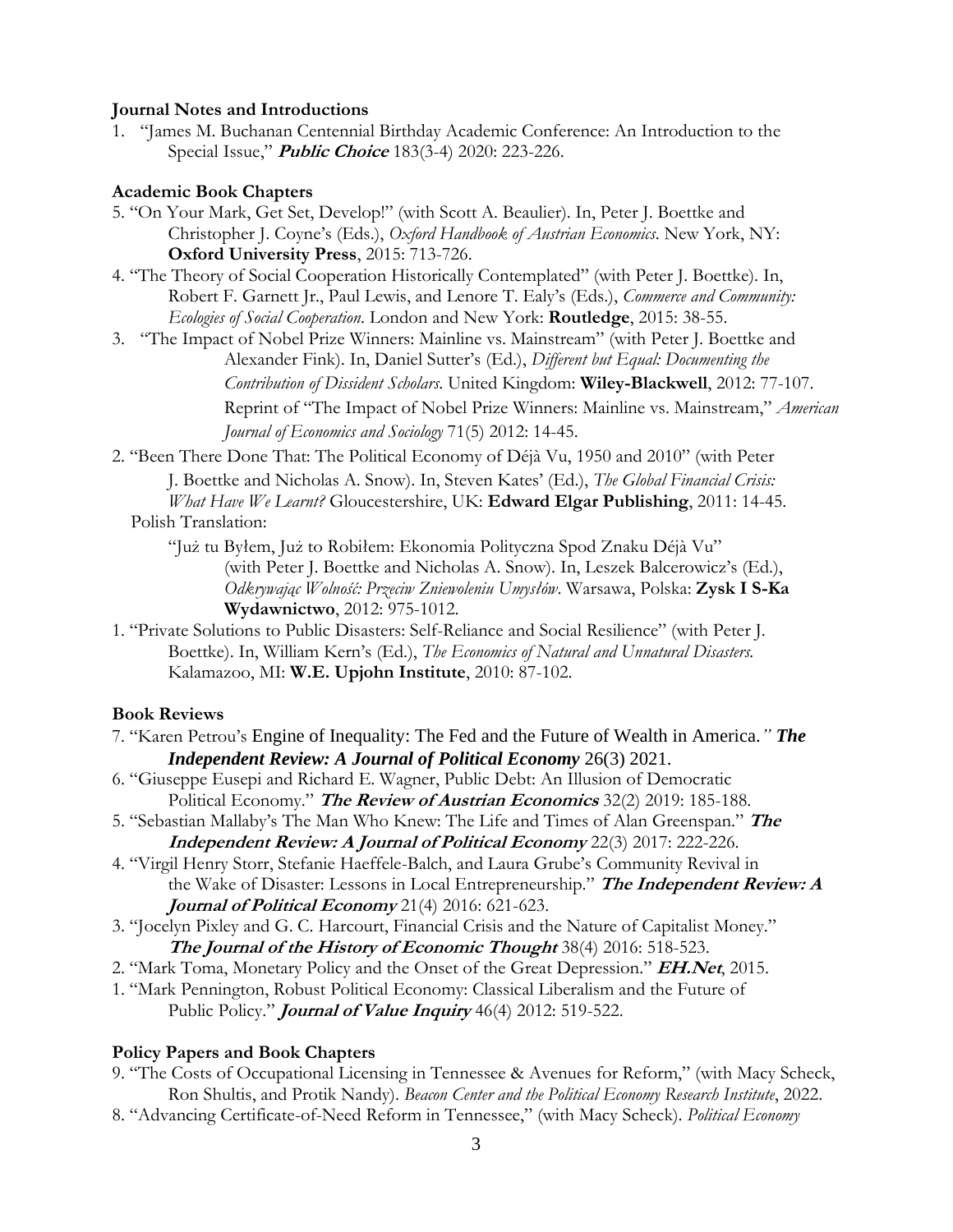**Journal Notes and Introductions**

1. "James M. Buchanan Centennial Birthday Academic Conference: An Introduction to the Special Issue," ***Public Choice*** 183(3-4) 2020: 223-226.

**Academic Book Chapters**

5. "On Your Mark, Get Set, Develop!" (with Scott A. Beaulier). In, Peter J. Boettke and Christopher J. Coyne's (Eds.), *Oxford Handbook of Austrian Economics*. New York, NY: **Oxford University Press**, 2015: 713-726.
4. "The Theory of Social Cooperation Historically Contemplated" (with Peter J. Boettke). In, Robert F. Garnett Jr., Paul Lewis, and Lenore T. Ealy's (Eds.), *Commerce and Community: Ecologies of Social Cooperation*. London and New York: **Routledge**, 2015: 38-55.
3. "The Impact of Nobel Prize Winners: Mainline vs. Mainstream" (with Peter J. Boettke and Alexander Fink). In, Daniel Sutter's (Ed.), *Different but Equal: Documenting the Contribution of Dissident Scholars*. United Kingdom: **Wiley-Blackwell**, 2012: 77-107. Reprint of "The Impact of Nobel Prize Winners: Mainline vs. Mainstream," *American Journal of Economics and Sociology* 71(5) 2012: 14-45.
2. "Been There Done That: The Political Economy of Déjà Vu, 1950 and 2010" (with Peter J. Boettke and Nicholas A. Snow). In, Steven Kates' (Ed.), *The Global Financial Crisis: What Have We Learnt?* Gloucestershire, UK: **Edward Elgar Publishing**, 2011: 14-45.
   Polish Translation:
   "Już tu Byłem, Już to Robiłem: Ekonomia Polityczna Spod Znaku Déjà Vu" (with Peter J. Boettke and Nicholas A. Snow). In, Leszek Balcerowicz's (Ed.), *Odkrywając Wolność: Przeciw Zniewoleniu Umysłów*. Warsawa, Polska: **Zysk I S-Ka Wydawnictwo**, 2012: 975-1012.
1. "Private Solutions to Public Disasters: Self-Reliance and Social Resilience" (with Peter J. Boettke). In, William Kern's (Ed.), *The Economics of Natural and Unnatural Disasters*. Kalamazoo, MI: **W.E. Upjohn Institute**, 2010: 87-102.

**Book Reviews**

7. "Karen Petrou's Engine of Inequality: The Fed and the Future of Wealth in America.*"* ***The Independent Review: A Journal of Political Economy*** 26(3) 2021.
6. "Giuseppe Eusepi and Richard E. Wagner, Public Debt: An Illusion of Democratic Political Economy." ***The Review of Austrian Economics*** 32(2) 2019: 185-188.
5. "Sebastian Mallaby's The Man Who Knew: The Life and Times of Alan Greenspan." ***The Independent Review: A Journal of Political Economy*** 22(3) 2017: 222-226.
4. "Virgil Henry Storr, Stefanie Haeffele-Balch, and Laura Grube's Community Revival in the Wake of Disaster: Lessons in Local Entrepreneurship." ***The Independent Review: A Journal of Political Economy*** 21(4) 2016: 621-623.
3. "Jocelyn Pixley and G. C. Harcourt, Financial Crisis and the Nature of Capitalist Money." ***The Journal of the History of Economic Thought*** 38(4) 2016: 518-523.
2. "Mark Toma, Monetary Policy and the Onset of the Great Depression." ***EH.Net***, 2015.
1. "Mark Pennington, Robust Political Economy: Classical Liberalism and the Future of Public Policy." ***Journal of Value Inquiry*** 46(4) 2012: 519-522.

**Policy Papers and Book Chapters**

9. "The Costs of Occupational Licensing in Tennessee & Avenues for Reform," (with Macy Scheck, Ron Shultis, and Protik Nandy). *Beacon Center and the Political Economy Research Institute*, 2022.
8. "Advancing Certificate-of-Need Reform in Tennessee," (with Macy Scheck). *Political Economy*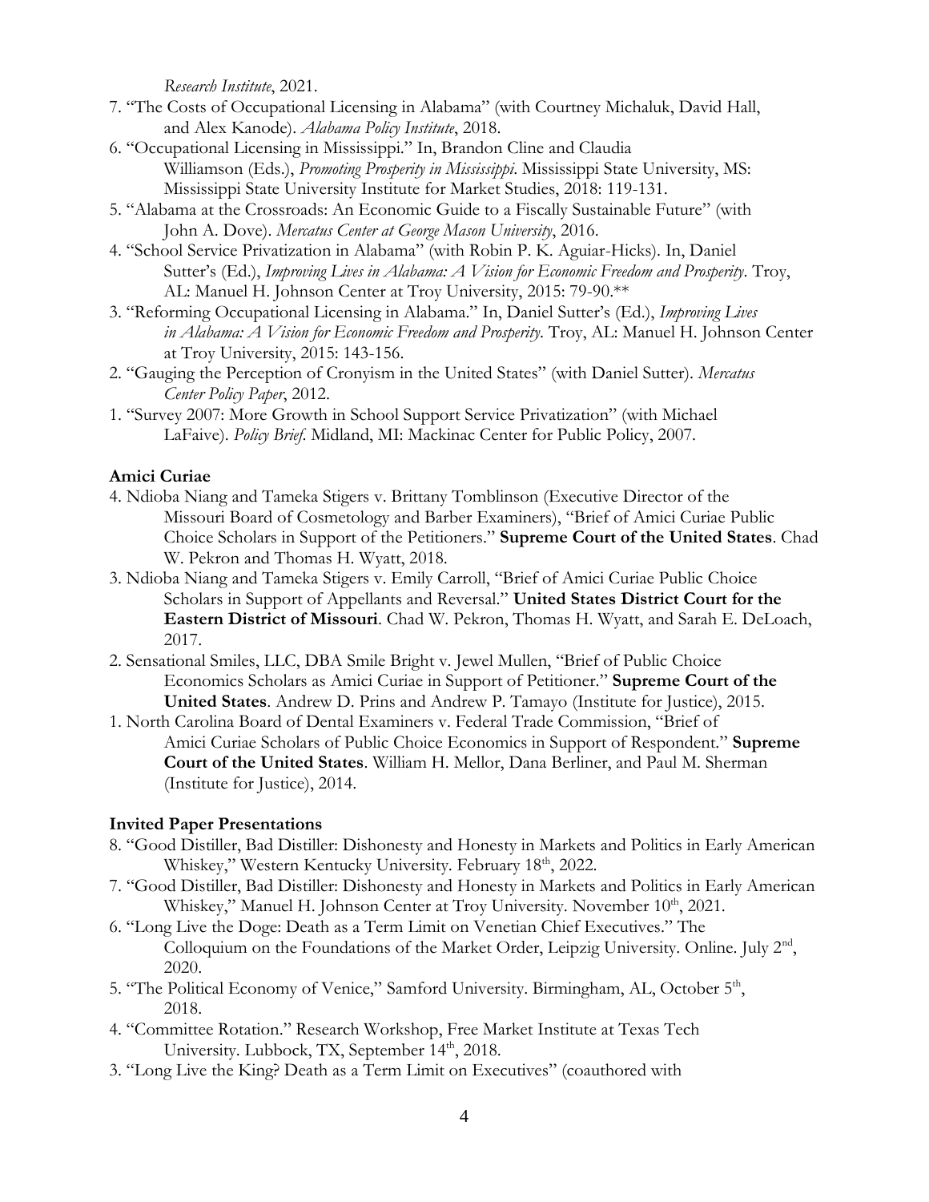*Research Institute*, 2021.

7. "The Costs of Occupational Licensing in Alabama" (with Courtney Michaluk, David Hall, and Alex Kanode). *Alabama Policy Institute*, 2018.
6. "Occupational Licensing in Mississippi." In, Brandon Cline and Claudia Williamson (Eds.), *Promoting Prosperity in Mississippi*. Mississippi State University, MS: Mississippi State University Institute for Market Studies, 2018: 119-131.
5. "Alabama at the Crossroads: An Economic Guide to a Fiscally Sustainable Future" (with John A. Dove). *Mercatus Center at George Mason University*, 2016.
4. "School Service Privatization in Alabama" (with Robin P. K. Aguiar-Hicks). In, Daniel Sutter's (Ed.), *Improving Lives in Alabama: A Vision for Economic Freedom and Prosperity*. Troy, AL: Manuel H. Johnson Center at Troy University, 2015: 79-90.**
3. "Reforming Occupational Licensing in Alabama." In, Daniel Sutter's (Ed.), *Improving Lives in Alabama: A Vision for Economic Freedom and Prosperity*. Troy, AL: Manuel H. Johnson Center at Troy University, 2015: 143-156.
2. "Gauging the Perception of Cronyism in the United States" (with Daniel Sutter). *Mercatus Center Policy Paper*, 2012.
1. "Survey 2007: More Growth in School Support Service Privatization" (with Michael LaFaive). *Policy Brief*. Midland, MI: Mackinac Center for Public Policy, 2007.

### Amici Curiae

4. Ndioba Niang and Tameka Stigers v. Brittany Tomblinson (Executive Director of the Missouri Board of Cosmetology and Barber Examiners), "Brief of Amici Curiae Public Choice Scholars in Support of the Petitioners." **Supreme Court of the United States**. Chad W. Pekron and Thomas H. Wyatt, 2018.
3. Ndioba Niang and Tameka Stigers v. Emily Carroll, "Brief of Amici Curiae Public Choice Scholars in Support of Appellants and Reversal." **United States District Court for the Eastern District of Missouri**. Chad W. Pekron, Thomas H. Wyatt, and Sarah E. DeLoach, 2017.
2. Sensational Smiles, LLC, DBA Smile Bright v. Jewel Mullen, "Brief of Public Choice Economics Scholars as Amici Curiae in Support of Petitioner." **Supreme Court of the United States**. Andrew D. Prins and Andrew P. Tamayo (Institute for Justice), 2015.
1. North Carolina Board of Dental Examiners v. Federal Trade Commission, "Brief of Amici Curiae Scholars of Public Choice Economics in Support of Respondent." **Supreme Court of the United States**. William H. Mellor, Dana Berliner, and Paul M. Sherman (Institute for Justice), 2014.

### Invited Paper Presentations

8. "Good Distiller, Bad Distiller: Dishonesty and Honesty in Markets and Politics in Early American Whiskey," Western Kentucky University. February 18th, 2022.
7. "Good Distiller, Bad Distiller: Dishonesty and Honesty in Markets and Politics in Early American Whiskey," Manuel H. Johnson Center at Troy University. November 10th, 2021.
6. "Long Live the Doge: Death as a Term Limit on Venetian Chief Executives." The Colloquium on the Foundations of the Market Order, Leipzig University. Online. July 2nd, 2020.
5. "The Political Economy of Venice," Samford University. Birmingham, AL, October 5th, 2018.
4. "Committee Rotation." Research Workshop, Free Market Institute at Texas Tech University. Lubbock, TX, September 14th, 2018.
3. "Long Live the King? Death as a Term Limit on Executives" (coauthored with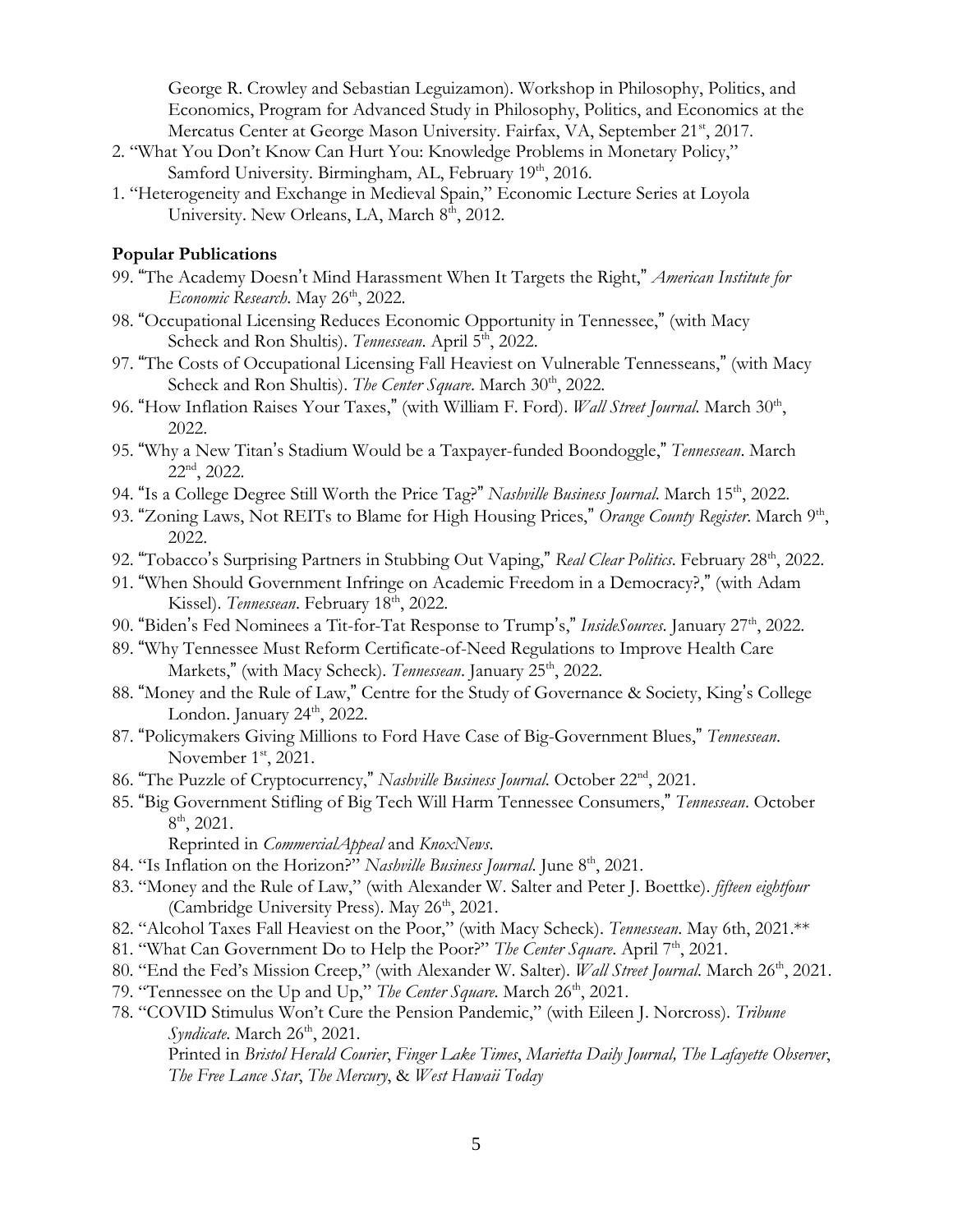George R. Crowley and Sebastian Leguizamon). Workshop in Philosophy, Politics, and Economics, Program for Advanced Study in Philosophy, Politics, and Economics at the Mercatus Center at George Mason University. Fairfax, VA, September 21st, 2017.

2. "What You Don't Know Can Hurt You: Knowledge Problems in Monetary Policy," Samford University. Birmingham, AL, February 19th, 2016.
1. "Heterogeneity and Exchange in Medieval Spain," Economic Lecture Series at Loyola University. New Orleans, LA, March 8th, 2012.

**Popular Publications**

99. "The Academy Doesn't Mind Harassment When It Targets the Right," *American Institute for Economic Research*. May 26th, 2022.
98. "Occupational Licensing Reduces Economic Opportunity in Tennessee," (with Macy Scheck and Ron Shultis). *Tennessean*. April 5th, 2022.
97. "The Costs of Occupational Licensing Fall Heaviest on Vulnerable Tennesseans," (with Macy Scheck and Ron Shultis). *The Center Square*. March 30th, 2022.
96. "How Inflation Raises Your Taxes," (with William F. Ford). *Wall Street Journal*. March 30th, 2022.
95. "Why a New Titan's Stadium Would be a Taxpayer-funded Boondoggle," *Tennessean*. March 22nd, 2022.
94. "Is a College Degree Still Worth the Price Tag?" *Nashville Business Journal*. March 15th, 2022.
93. "Zoning Laws, Not REITs to Blame for High Housing Prices," *Orange County Register*. March 9th, 2022.
92. "Tobacco's Surprising Partners in Stubbing Out Vaping," *Real Clear Politics*. February 28th, 2022.
91. "When Should Government Infringe on Academic Freedom in a Democracy?," (with Adam Kissel). *Tennessean*. February 18th, 2022.
90. "Biden's Fed Nominees a Tit-for-Tat Response to Trump's," *InsideSources*. January 27th, 2022.
89. "Why Tennessee Must Reform Certificate-of-Need Regulations to Improve Health Care Markets," (with Macy Scheck). *Tennessean*. January 25th, 2022.
88. "Money and the Rule of Law," Centre for the Study of Governance & Society, King's College London. January 24th, 2022.
87. "Policymakers Giving Millions to Ford Have Case of Big-Government Blues," *Tennessean*. November 1st, 2021.
86. "The Puzzle of Cryptocurrency," *Nashville Business Journal*. October 22nd, 2021.
85. "Big Government Stifling of Big Tech Will Harm Tennessee Consumers," *Tennessean*. October 8th, 2021.
    Reprinted in *CommercialAppeal* and *KnoxNews*.
84. "Is Inflation on the Horizon?" *Nashville Business Journal*. June 8th, 2021.
83. "Money and the Rule of Law," (with Alexander W. Salter and Peter J. Boettke). *fifteen eightfour* (Cambridge University Press). May 26th, 2021.
82. "Alcohol Taxes Fall Heaviest on the Poor," (with Macy Scheck). *Tennessean*. May 6th, 2021.**
81. "What Can Government Do to Help the Poor?" *The Center Square*. April 7th, 2021.
80. "End the Fed's Mission Creep," (with Alexander W. Salter). *Wall Street Journal*. March 26th, 2021.
79. "Tennessee on the Up and Up," *The Center Square*. March 26th, 2021.
78. "COVID Stimulus Won't Cure the Pension Pandemic," (with Eileen J. Norcross). *Tribune Syndicate*. March 26th, 2021.
    Printed in *Bristol Herald Courier*, *Finger Lake Times*, *Marietta Daily Journal, The Lafayette Observer*, *The Free Lance Star*, *The Mercury*, & *West Hawaii Today*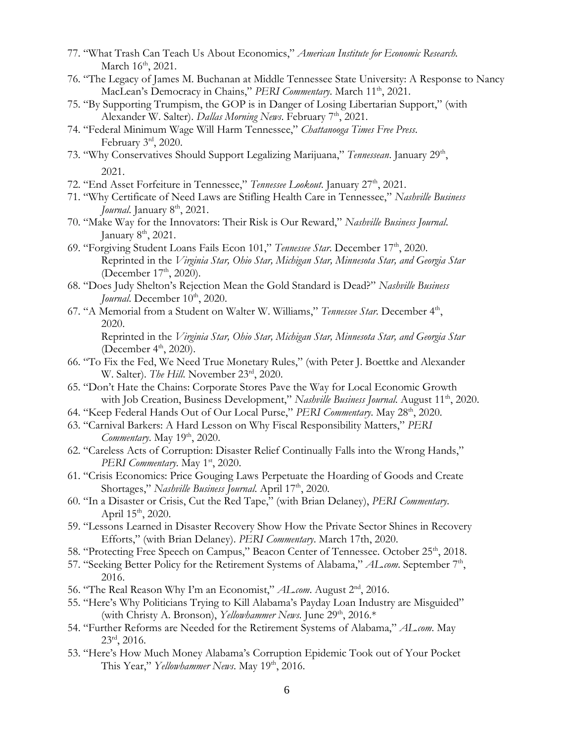77. "What Trash Can Teach Us About Economics," *American Institute for Economic Research.* March 16th, 2021.
76. "The Legacy of James M. Buchanan at Middle Tennessee State University: A Response to Nancy MacLean's Democracy in Chains," *PERI Commentary*. March 11th, 2021.
75. "By Supporting Trumpism, the GOP is in Danger of Losing Libertarian Support," (with Alexander W. Salter). *Dallas Morning News*. February 7th, 2021.
74. "Federal Minimum Wage Will Harm Tennessee," *Chattanooga Times Free Press*. February 3rd, 2020.
73. "Why Conservatives Should Support Legalizing Marijuana," *Tennessean*. January 29th, 2021.
72. "End Asset Forfeiture in Tennessee," *Tennessee Lookout*. January 27th, 2021.
71. "Why Certificate of Need Laws are Stifling Health Care in Tennessee," *Nashville Business Journal*. January 8th, 2021.
70. "Make Way for the Innovators: Their Risk is Our Reward," *Nashville Business Journal*. January 8th, 2021.
69. "Forgiving Student Loans Fails Econ 101," *Tennessee Star*. December 17th, 2020. Reprinted in the *Virginia Star, Ohio Star, Michigan Star, Minnesota Star, and Georgia Star* (December 17th, 2020).
68. "Does Judy Shelton's Rejection Mean the Gold Standard is Dead?" *Nashville Business Journal*. December 10th, 2020.
67. "A Memorial from a Student on Walter W. Williams," *Tennessee Star*. December 4th, 2020. Reprinted in the *Virginia Star, Ohio Star, Michigan Star, Minnesota Star, and Georgia Star* (December 4th, 2020).
66. "To Fix the Fed, We Need True Monetary Rules," (with Peter J. Boettke and Alexander W. Salter). *The Hill*. November 23rd, 2020.
65. "Don't Hate the Chains: Corporate Stores Pave the Way for Local Economic Growth with Job Creation, Business Development," *Nashville Business Journal*. August 11th, 2020.
64. "Keep Federal Hands Out of Our Local Purse," *PERI Commentary*. May 28th, 2020.
63. "Carnival Barkers: A Hard Lesson on Why Fiscal Responsibility Matters," *PERI Commentary*. May 19th, 2020.
62. "Careless Acts of Corruption: Disaster Relief Continually Falls into the Wrong Hands," *PERI Commentary*. May 1st, 2020.
61. "Crisis Economics: Price Gouging Laws Perpetuate the Hoarding of Goods and Create Shortages," *Nashville Business Journal*. April 17th, 2020.
60. "In a Disaster or Crisis, Cut the Red Tape," (with Brian Delaney), *PERI Commentary*. April 15th, 2020.
59. "Lessons Learned in Disaster Recovery Show How the Private Sector Shines in Recovery Efforts," (with Brian Delaney). *PERI Commentary*. March 17th, 2020.
58. "Protecting Free Speech on Campus," Beacon Center of Tennessee. October 25th, 2018.
57. "Seeking Better Policy for the Retirement Systems of Alabama," *AL.com*. September 7th, 2016.
56. "The Real Reason Why I'm an Economist," *AL.com*. August 2nd, 2016.
55. "Here's Why Politicians Trying to Kill Alabama's Payday Loan Industry are Misguided" (with Christy A. Bronson), *Yellowhammer News*. June 29th, 2016.*
54. "Further Reforms are Needed for the Retirement Systems of Alabama," *AL.com*. May 23rd, 2016.
53. "Here's How Much Money Alabama's Corruption Epidemic Took out of Your Pocket This Year," *Yellowhammer News*. May 19th, 2016.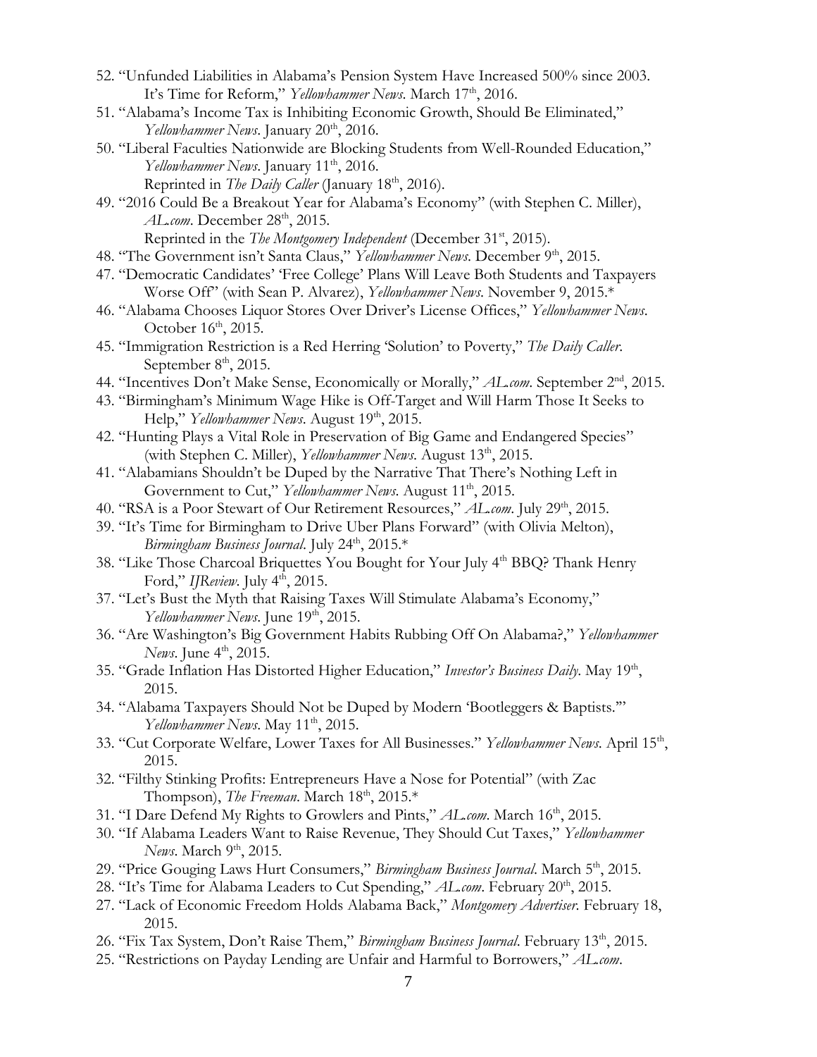52. "Unfunded Liabilities in Alabama's Pension System Have Increased 500% since 2003. It's Time for Reform," *Yellowhammer News*. March 17th, 2016.
51. "Alabama's Income Tax is Inhibiting Economic Growth, Should Be Eliminated," *Yellowhammer News*. January 20th, 2016.
50. "Liberal Faculties Nationwide are Blocking Students from Well-Rounded Education," *Yellowhammer News*. January 11th, 2016.
    Reprinted in *The Daily Caller* (January 18th, 2016).
49. "2016 Could Be a Breakout Year for Alabama's Economy" (with Stephen C. Miller), *AL.com*. December 28th, 2015.
    Reprinted in the *The Montgomery Independent* (December 31st, 2015).
48. "The Government isn't Santa Claus," *Yellowhammer News*. December 9th, 2015.
47. "Democratic Candidates' 'Free College' Plans Will Leave Both Students and Taxpayers Worse Off" (with Sean P. Alvarez), *Yellowhammer News*. November 9, 2015.*
46. "Alabama Chooses Liquor Stores Over Driver's License Offices," *Yellowhammer News*. October 16th, 2015.
45. "Immigration Restriction is a Red Herring 'Solution' to Poverty," *The Daily Caller*. September 8th, 2015.
44. "Incentives Don't Make Sense, Economically or Morally," *AL.com*. September 2nd, 2015.
43. "Birmingham's Minimum Wage Hike is Off-Target and Will Harm Those It Seeks to Help," *Yellowhammer News*. August 19th, 2015.
42. "Hunting Plays a Vital Role in Preservation of Big Game and Endangered Species" (with Stephen C. Miller), *Yellowhammer News*. August 13th, 2015.
41. "Alabamians Shouldn't be Duped by the Narrative That There's Nothing Left in Government to Cut," *Yellowhammer News*. August 11th, 2015.
40. "RSA is a Poor Stewart of Our Retirement Resources," *AL.com*. July 29th, 2015.
39. "It's Time for Birmingham to Drive Uber Plans Forward" (with Olivia Melton), *Birmingham Business Journal*. July 24th, 2015.*
38. "Like Those Charcoal Briquettes You Bought for Your July 4th BBQ? Thank Henry Ford," *IJReview*. July 4th, 2015.
37. "Let's Bust the Myth that Raising Taxes Will Stimulate Alabama's Economy," *Yellowhammer News*. June 19th, 2015.
36. "Are Washington's Big Government Habits Rubbing Off On Alabama?," *Yellowhammer News*. June 4th, 2015.
35. "Grade Inflation Has Distorted Higher Education," *Investor's Business Daily*. May 19th, 2015.
34. "Alabama Taxpayers Should Not be Duped by Modern 'Bootleggers & Baptists.'" *Yellowhammer News*. May 11th, 2015.
33. "Cut Corporate Welfare, Lower Taxes for All Businesses." *Yellowhammer News*. April 15th, 2015.
32. "Filthy Stinking Profits: Entrepreneurs Have a Nose for Potential" (with Zac Thompson), *The Freeman*. March 18th, 2015.*
31. "I Dare Defend My Rights to Growlers and Pints," *AL.com*. March 16th, 2015.
30. "If Alabama Leaders Want to Raise Revenue, They Should Cut Taxes," *Yellowhammer News*. March 9th, 2015.
29. "Price Gouging Laws Hurt Consumers," *Birmingham Business Journal*. March 5th, 2015.
28. "It's Time for Alabama Leaders to Cut Spending," *AL.com*. February 20th, 2015.
27. "Lack of Economic Freedom Holds Alabama Back," *Montgomery Advertiser*. February 18, 2015.
26. "Fix Tax System, Don't Raise Them," *Birmingham Business Journal*. February 13th, 2015.
25. "Restrictions on Payday Lending are Unfair and Harmful to Borrowers," *AL.com*.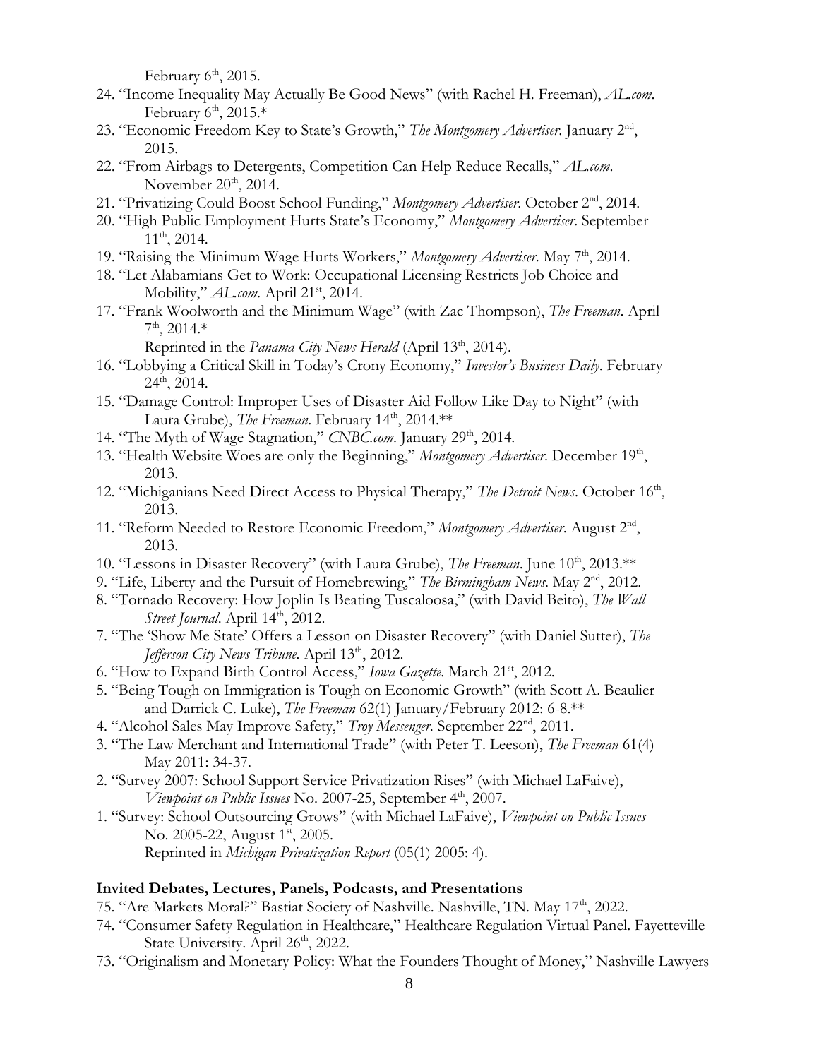February 6th, 2015.

24. "Income Inequality May Actually Be Good News" (with Rachel H. Freeman), *AL.com*. February 6th, 2015.*
23. "Economic Freedom Key to State's Growth," *The Montgomery Advertiser*. January 2nd, 2015.
22. "From Airbags to Detergents, Competition Can Help Reduce Recalls," *AL.com*. November 20th, 2014.
21. "Privatizing Could Boost School Funding," *Montgomery Advertiser*. October 2nd, 2014.
20. "High Public Employment Hurts State's Economy," *Montgomery Advertiser*. September 11th, 2014.
19. "Raising the Minimum Wage Hurts Workers," *Montgomery Advertiser*. May 7th, 2014.
18. "Let Alabamians Get to Work: Occupational Licensing Restricts Job Choice and Mobility," *AL.com*. April 21st, 2014.
17. "Frank Woolworth and the Minimum Wage" (with Zac Thompson), *The Freeman*. April 7th, 2014.*
    Reprinted in the *Panama City News Herald* (April 13th, 2014).
16. "Lobbying a Critical Skill in Today's Crony Economy," *Investor's Business Daily*. February 24th, 2014.
15. "Damage Control: Improper Uses of Disaster Aid Follow Like Day to Night" (with Laura Grube), *The Freeman*. February 14th, 2014.**
14. "The Myth of Wage Stagnation," *CNBC.com*. January 29th, 2014.
13. "Health Website Woes are only the Beginning," *Montgomery Advertiser*. December 19th, 2013.
12. "Michiganians Need Direct Access to Physical Therapy," *The Detroit News*. October 16th, 2013.
11. "Reform Needed to Restore Economic Freedom," *Montgomery Advertiser*. August 2nd, 2013.
10. "Lessons in Disaster Recovery" (with Laura Grube), *The Freeman*. June 10th, 2013.**
9. "Life, Liberty and the Pursuit of Homebrewing," *The Birmingham News*. May 2nd, 2012.
8. "Tornado Recovery: How Joplin Is Beating Tuscaloosa," (with David Beito), *The Wall Street Journal*. April 14th, 2012.
7. "The 'Show Me State' Offers a Lesson on Disaster Recovery" (with Daniel Sutter), *The Jefferson City News Tribune*. April 13th, 2012.
6. "How to Expand Birth Control Access," *Iowa Gazette*. March 21st, 2012.
5. "Being Tough on Immigration is Tough on Economic Growth" (with Scott A. Beaulier and Darrick C. Luke), *The Freeman* 62(1) January/February 2012: 6-8.**
4. "Alcohol Sales May Improve Safety," *Troy Messenger*. September 22nd, 2011.
3. "The Law Merchant and International Trade" (with Peter T. Leeson), *The Freeman* 61(4) May 2011: 34-37.
2. "Survey 2007: School Support Service Privatization Rises" (with Michael LaFaive), *Viewpoint on Public Issues* No. 2007-25, September 4th, 2007.
1. "Survey: School Outsourcing Grows" (with Michael LaFaive), *Viewpoint on Public Issues* No. 2005-22, August 1st, 2005.
    Reprinted in *Michigan Privatization Report* (05(1) 2005: 4).

**Invited Debates, Lectures, Panels, Podcasts, and Presentations**

75. "Are Markets Moral?" Bastiat Society of Nashville. Nashville, TN. May 17th, 2022.
74. "Consumer Safety Regulation in Healthcare," Healthcare Regulation Virtual Panel. Fayetteville State University. April 26th, 2022.
73. "Originalism and Monetary Policy: What the Founders Thought of Money," Nashville Lawyers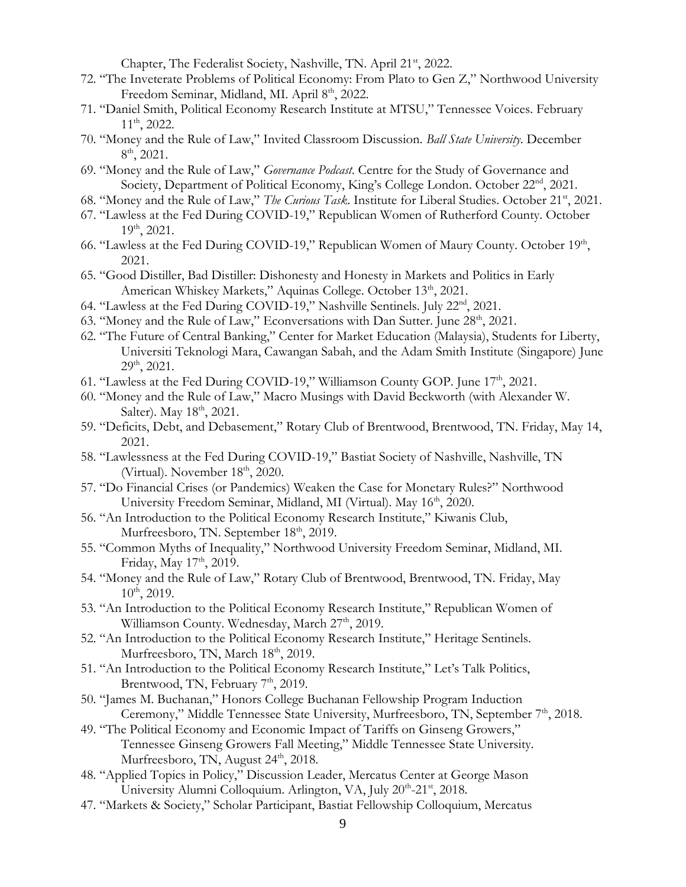Chapter, The Federalist Society, Nashville, TN. April 21st, 2022.

72. "The Inveterate Problems of Political Economy: From Plato to Gen Z," Northwood University Freedom Seminar, Midland, MI. April 8th, 2022.
71. "Daniel Smith, Political Economy Research Institute at MTSU," Tennessee Voices. February 11th, 2022.
70. "Money and the Rule of Law," Invited Classroom Discussion. *Ball State University*. December 8th, 2021.
69. "Money and the Rule of Law," *Governance Podcast*. Centre for the Study of Governance and Society, Department of Political Economy, King's College London. October 22nd, 2021.
68. "Money and the Rule of Law," *The Curious Task*. Institute for Liberal Studies. October 21st, 2021.
67. "Lawless at the Fed During COVID-19," Republican Women of Rutherford County. October 19th, 2021.
66. "Lawless at the Fed During COVID-19," Republican Women of Maury County. October 19th, 2021.
65. "Good Distiller, Bad Distiller: Dishonesty and Honesty in Markets and Politics in Early American Whiskey Markets," Aquinas College. October 13th, 2021.
64. "Lawless at the Fed During COVID-19," Nashville Sentinels. July 22nd, 2021.
63. "Money and the Rule of Law," Econversations with Dan Sutter. June 28th, 2021.
62. "The Future of Central Banking," Center for Market Education (Malaysia), Students for Liberty, Universiti Teknologi Mara, Cawangan Sabah, and the Adam Smith Institute (Singapore) June 29th, 2021.
61. "Lawless at the Fed During COVID-19," Williamson County GOP. June 17th, 2021.
60. "Money and the Rule of Law," Macro Musings with David Beckworth (with Alexander W. Salter). May 18th, 2021.
59. "Deficits, Debt, and Debasement," Rotary Club of Brentwood, Brentwood, TN. Friday, May 14, 2021.
58. "Lawlessness at the Fed During COVID-19," Bastiat Society of Nashville, Nashville, TN (Virtual). November 18th, 2020.
57. "Do Financial Crises (or Pandemics) Weaken the Case for Monetary Rules?" Northwood University Freedom Seminar, Midland, MI (Virtual). May 16th, 2020.
56. "An Introduction to the Political Economy Research Institute," Kiwanis Club, Murfreesboro, TN. September 18th, 2019.
55. "Common Myths of Inequality," Northwood University Freedom Seminar, Midland, MI. Friday, May 17th, 2019.
54. "Money and the Rule of Law," Rotary Club of Brentwood, Brentwood, TN. Friday, May 10th, 2019.
53. "An Introduction to the Political Economy Research Institute," Republican Women of Williamson County. Wednesday, March 27th, 2019.
52. "An Introduction to the Political Economy Research Institute," Heritage Sentinels. Murfreesboro, TN, March 18th, 2019.
51. "An Introduction to the Political Economy Research Institute," Let's Talk Politics, Brentwood, TN, February 7th, 2019.
50. "James M. Buchanan," Honors College Buchanan Fellowship Program Induction Ceremony," Middle Tennessee State University, Murfreesboro, TN, September 7th, 2018.
49. "The Political Economy and Economic Impact of Tariffs on Ginseng Growers," Tennessee Ginseng Growers Fall Meeting," Middle Tennessee State University. Murfreesboro, TN, August 24th, 2018.
48. "Applied Topics in Policy," Discussion Leader, Mercatus Center at George Mason University Alumni Colloquium. Arlington, VA, July 20th-21st, 2018.
47. "Markets & Society," Scholar Participant, Bastiat Fellowship Colloquium, Mercatus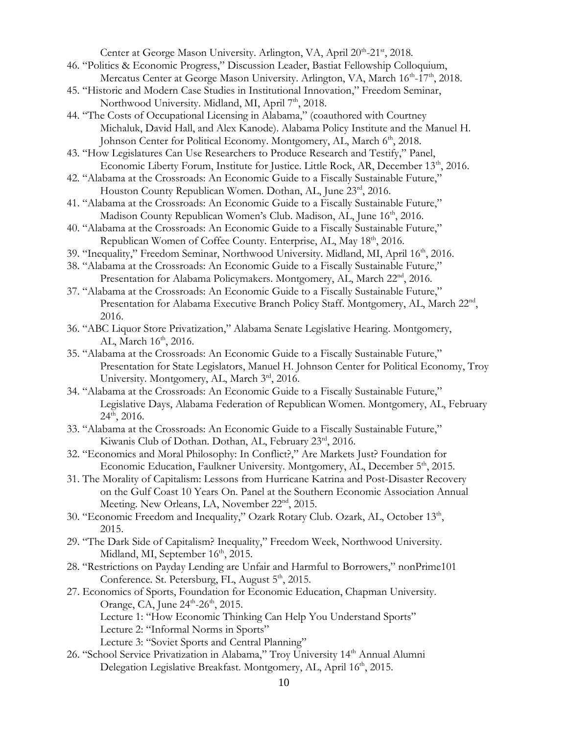Center at George Mason University. Arlington, VA, April 20th-21st, 2018.

46. "Politics & Economic Progress," Discussion Leader, Bastiat Fellowship Colloquium, Mercatus Center at George Mason University. Arlington, VA, March 16th-17th, 2018.
45. "Historic and Modern Case Studies in Institutional Innovation," Freedom Seminar, Northwood University. Midland, MI, April 7th, 2018.
44. "The Costs of Occupational Licensing in Alabama," (coauthored with Courtney Michaluk, David Hall, and Alex Kanode). Alabama Policy Institute and the Manuel H. Johnson Center for Political Economy. Montgomery, AL, March 6th, 2018.
43. "How Legislatures Can Use Researchers to Produce Research and Testify," Panel, Economic Liberty Forum, Institute for Justice. Little Rock, AR, December 13th, 2016.
42. "Alabama at the Crossroads: An Economic Guide to a Fiscally Sustainable Future," Houston County Republican Women. Dothan, AL, June 23rd, 2016.
41. "Alabama at the Crossroads: An Economic Guide to a Fiscally Sustainable Future," Madison County Republican Women's Club. Madison, AL, June 16th, 2016.
40. "Alabama at the Crossroads: An Economic Guide to a Fiscally Sustainable Future," Republican Women of Coffee County. Enterprise, AL, May 18th, 2016.
39. "Inequality," Freedom Seminar, Northwood University. Midland, MI, April 16th, 2016.
38. "Alabama at the Crossroads: An Economic Guide to a Fiscally Sustainable Future," Presentation for Alabama Policymakers. Montgomery, AL, March 22nd, 2016.
37. "Alabama at the Crossroads: An Economic Guide to a Fiscally Sustainable Future," Presentation for Alabama Executive Branch Policy Staff. Montgomery, AL, March 22nd, 2016.
36. "ABC Liquor Store Privatization," Alabama Senate Legislative Hearing. Montgomery, AL, March 16th, 2016.
35. "Alabama at the Crossroads: An Economic Guide to a Fiscally Sustainable Future," Presentation for State Legislators, Manuel H. Johnson Center for Political Economy, Troy University. Montgomery, AL, March 3rd, 2016.
34. "Alabama at the Crossroads: An Economic Guide to a Fiscally Sustainable Future," Legislative Days, Alabama Federation of Republican Women. Montgomery, AL, February 24th, 2016.
33. "Alabama at the Crossroads: An Economic Guide to a Fiscally Sustainable Future," Kiwanis Club of Dothan. Dothan, AL, February 23rd, 2016.
32. "Economics and Moral Philosophy: In Conflict?," Are Markets Just? Foundation for Economic Education, Faulkner University. Montgomery, AL, December 5th, 2015.
31. The Morality of Capitalism: Lessons from Hurricane Katrina and Post-Disaster Recovery on the Gulf Coast 10 Years On. Panel at the Southern Economic Association Annual Meeting. New Orleans, LA, November 22nd, 2015.
30. "Economic Freedom and Inequality," Ozark Rotary Club. Ozark, AL, October 13th, 2015.
29. "The Dark Side of Capitalism? Inequality," Freedom Week, Northwood University. Midland, MI, September 16th, 2015.
28. "Restrictions on Payday Lending are Unfair and Harmful to Borrowers," nonPrime101 Conference. St. Petersburg, FL, August 5th, 2015.
27. Economics of Sports, Foundation for Economic Education, Chapman University. Orange, CA, June 24th-26th, 2015.
    Lecture 1: "How Economic Thinking Can Help You Understand Sports"
    Lecture 2: "Informal Norms in Sports"
    Lecture 3: "Soviet Sports and Central Planning"
26. "School Service Privatization in Alabama," Troy University 14th Annual Alumni Delegation Legislative Breakfast. Montgomery, AL, April 16th, 2015.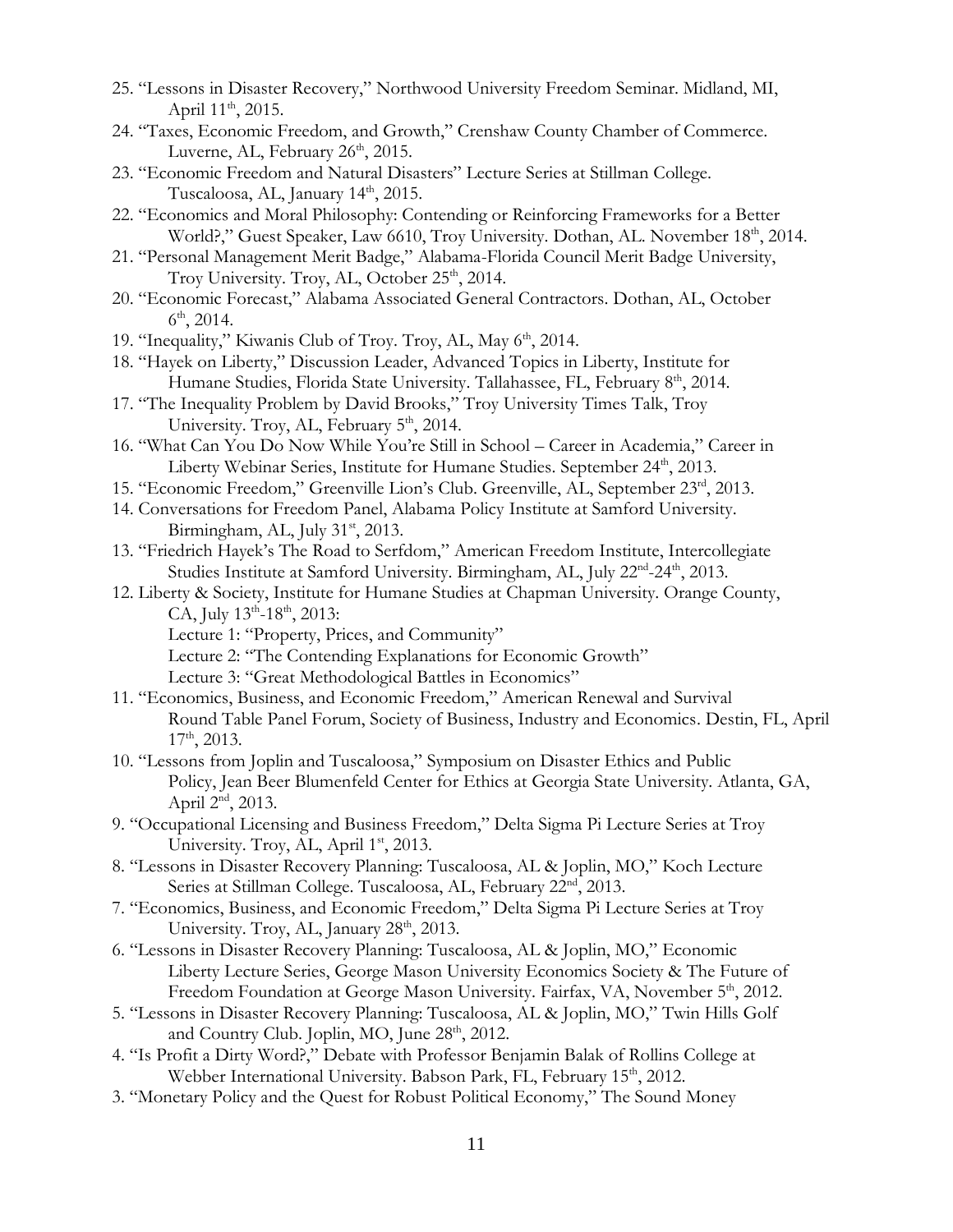25. "Lessons in Disaster Recovery," Northwood University Freedom Seminar. Midland, MI, April 11th, 2015.
24. "Taxes, Economic Freedom, and Growth," Crenshaw County Chamber of Commerce. Luverne, AL, February 26th, 2015.
23. "Economic Freedom and Natural Disasters" Lecture Series at Stillman College. Tuscaloosa, AL, January 14th, 2015.
22. "Economics and Moral Philosophy: Contending or Reinforcing Frameworks for a Better World?," Guest Speaker, Law 6610, Troy University. Dothan, AL. November 18th, 2014.
21. "Personal Management Merit Badge," Alabama-Florida Council Merit Badge University, Troy University. Troy, AL, October 25th, 2014.
20. "Economic Forecast," Alabama Associated General Contractors. Dothan, AL, October 6th, 2014.
19. "Inequality," Kiwanis Club of Troy. Troy, AL, May 6th, 2014.
18. "Hayek on Liberty," Discussion Leader, Advanced Topics in Liberty, Institute for Humane Studies, Florida State University. Tallahassee, FL, February 8th, 2014.
17. "The Inequality Problem by David Brooks," Troy University Times Talk, Troy University. Troy, AL, February 5th, 2014.
16. "What Can You Do Now While You're Still in School – Career in Academia," Career in Liberty Webinar Series, Institute for Humane Studies. September 24th, 2013.
15. "Economic Freedom," Greenville Lion's Club. Greenville, AL, September 23rd, 2013.
14. Conversations for Freedom Panel, Alabama Policy Institute at Samford University. Birmingham, AL, July 31st, 2013.
13. "Friedrich Hayek's The Road to Serfdom," American Freedom Institute, Intercollegiate Studies Institute at Samford University. Birmingham, AL, July 22nd-24th, 2013.
12. Liberty & Society, Institute for Humane Studies at Chapman University. Orange County, CA, July 13th-18th, 2013:
    Lecture 1: "Property, Prices, and Community"
    Lecture 2: "The Contending Explanations for Economic Growth"
    Lecture 3: "Great Methodological Battles in Economics"
11. "Economics, Business, and Economic Freedom," American Renewal and Survival Round Table Panel Forum, Society of Business, Industry and Economics. Destin, FL, April 17th, 2013.
10. "Lessons from Joplin and Tuscaloosa," Symposium on Disaster Ethics and Public Policy, Jean Beer Blumenfeld Center for Ethics at Georgia State University. Atlanta, GA, April 2nd, 2013.
9. "Occupational Licensing and Business Freedom," Delta Sigma Pi Lecture Series at Troy University. Troy, AL, April 1st, 2013.
8. "Lessons in Disaster Recovery Planning: Tuscaloosa, AL & Joplin, MO," Koch Lecture Series at Stillman College. Tuscaloosa, AL, February 22nd, 2013.
7. "Economics, Business, and Economic Freedom," Delta Sigma Pi Lecture Series at Troy University. Troy, AL, January 28th, 2013.
6. "Lessons in Disaster Recovery Planning: Tuscaloosa, AL & Joplin, MO," Economic Liberty Lecture Series, George Mason University Economics Society & The Future of Freedom Foundation at George Mason University. Fairfax, VA, November 5th, 2012.
5. "Lessons in Disaster Recovery Planning: Tuscaloosa, AL & Joplin, MO," Twin Hills Golf and Country Club. Joplin, MO, June 28th, 2012.
4. "Is Profit a Dirty Word?," Debate with Professor Benjamin Balak of Rollins College at Webber International University. Babson Park, FL, February 15th, 2012.
3. "Monetary Policy and the Quest for Robust Political Economy," The Sound Money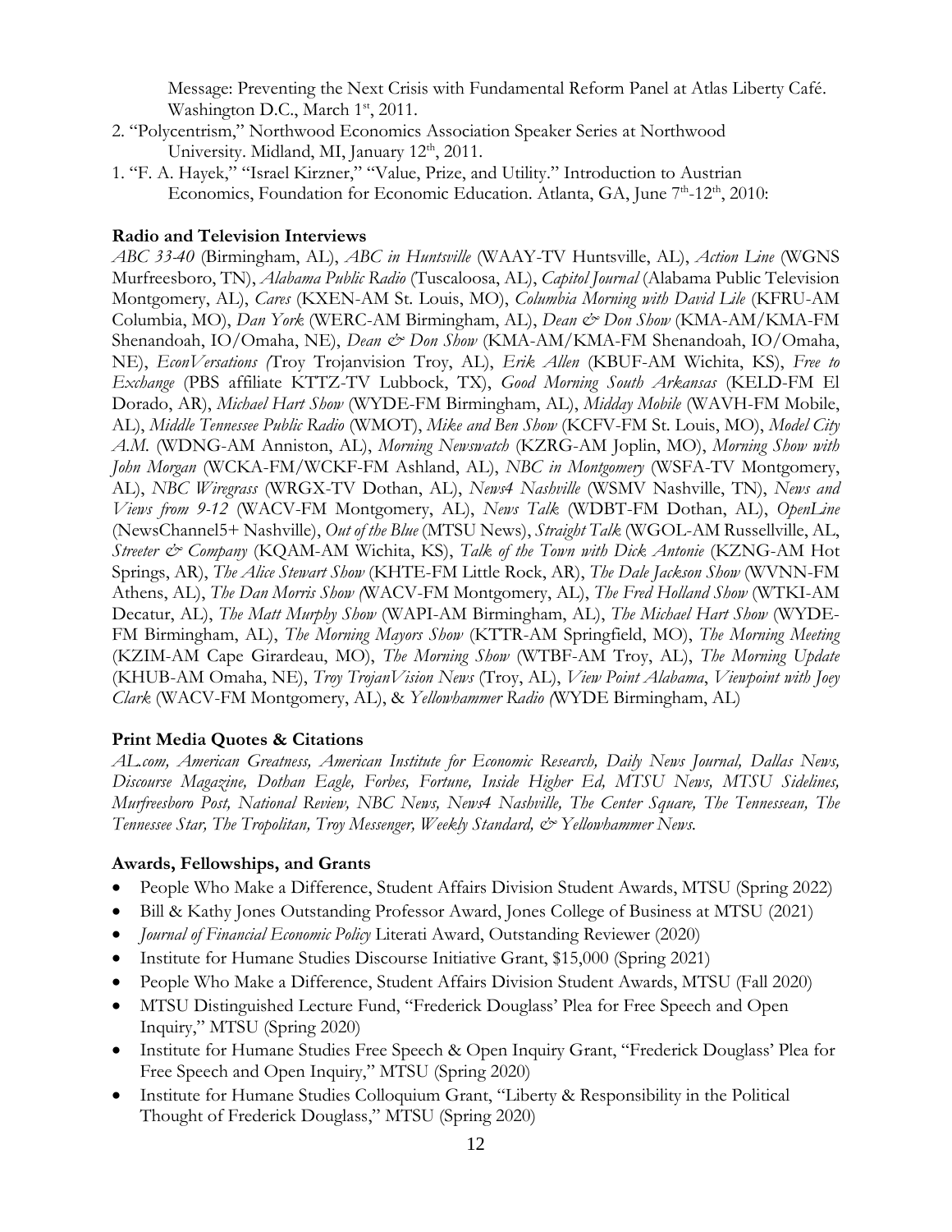Message: Preventing the Next Crisis with Fundamental Reform Panel at Atlas Liberty Café. Washington D.C., March 1st, 2011.

2. "Polycentrism," Northwood Economics Association Speaker Series at Northwood University. Midland, MI, January 12th, 2011.
1. "F. A. Hayek," "Israel Kirzner," "Value, Prize, and Utility." Introduction to Austrian Economics, Foundation for Economic Education. Atlanta, GA, June 7th-12th, 2010:

**Radio and Television Interviews**

*ABC 33-40* (Birmingham, AL), *ABC in Huntsville* (WAAY-TV Huntsville, AL), *Action Line* (WGNS Murfreesboro, TN), *Alabama Public Radio* (Tuscaloosa, AL), *Capitol Journal* (Alabama Public Television Montgomery, AL), *Cares* (KXEN-AM St. Louis, MO), *Columbia Morning with David Lile* (KFRU-AM Columbia, MO), *Dan York* (WERC-AM Birmingham, AL), *Dean & Don Show* (KMA-AM/KMA-FM Shenandoah, IO/Omaha, NE), *Dean & Don Show* (KMA-AM/KMA-FM Shenandoah, IO/Omaha, NE), *EconVersations (*Troy Trojanvision Troy, AL), *Erik Allen* (KBUF-AM Wichita, KS), *Free to Exchange* (PBS affiliate KTTZ-TV Lubbock, TX), *Good Morning South Arkansas* (KELD-FM El Dorado, AR), *Michael Hart Show* (WYDE-FM Birmingham, AL), *Midday Mobile* (WAVH-FM Mobile, AL), *Middle Tennessee Public Radio* (WMOT), *Mike and Ben Show* (KCFV-FM St. Louis, MO), *Model City A.M.* (WDNG-AM Anniston, AL), *Morning Newswatch* (KZRG-AM Joplin, MO), *Morning Show with John Morgan* (WCKA-FM/WCKF-FM Ashland, AL), *NBC in Montgomery* (WSFA-TV Montgomery, AL), *NBC Wiregrass* (WRGX-TV Dothan, AL), *News4 Nashville* (WSMV Nashville, TN), *News and Views from 9-12* (WACV-FM Montgomery, AL), *News Talk* (WDBT-FM Dothan, AL), *OpenLine* (NewsChannel5+ Nashville), *Out of the Blue* (MTSU News), *Straight Talk* (WGOL-AM Russellville, AL, *Streeter & Company* (KQAM-AM Wichita, KS), *Talk of the Town with Dick Antonie* (KZNG-AM Hot Springs, AR), *The Alice Stewart Show* (KHTE-FM Little Rock, AR), *The Dale Jackson Show* (WVNN-FM Athens, AL), *The Dan Morris Show (*WACV-FM Montgomery, AL), *The Fred Holland Show* (WTKI-AM Decatur, AL), *The Matt Murphy Show* (WAPI-AM Birmingham, AL), *The Michael Hart Show* (WYDE-FM Birmingham, AL), *The Morning Mayors Show* (KTTR-AM Springfield, MO), *The Morning Meeting* (KZIM-AM Cape Girardeau, MO), *The Morning Show* (WTBF-AM Troy, AL), *The Morning Update* (KHUB-AM Omaha, NE), *Troy TrojanVision News* (Troy, AL), *View Point Alabama*, *Viewpoint with Joey Clark* (WACV-FM Montgomery, AL), & *Yellowhammer Radio (*WYDE Birmingham, AL)

**Print Media Quotes & Citations**

*AL.com, American Greatness, American Institute for Economic Research, Daily News Journal, Dallas News, Discourse Magazine, Dothan Eagle, Forbes, Fortune, Inside Higher Ed, MTSU News, MTSU Sidelines, Murfreesboro Post, National Review, NBC News, News4 Nashville, The Center Square, The Tennessean, The Tennessee Star, The Tropolitan, Troy Messenger, Weekly Standard, & Yellowhammer News.*

**Awards, Fellowships, and Grants**

- People Who Make a Difference, Student Affairs Division Student Awards, MTSU (Spring 2022)
- Bill & Kathy Jones Outstanding Professor Award, Jones College of Business at MTSU (2021)
- *Journal of Financial Economic Policy* Literati Award, Outstanding Reviewer (2020)
- Institute for Humane Studies Discourse Initiative Grant, $15,000 (Spring 2021)
- People Who Make a Difference, Student Affairs Division Student Awards, MTSU (Fall 2020)
- MTSU Distinguished Lecture Fund, "Frederick Douglass' Plea for Free Speech and Open Inquiry," MTSU (Spring 2020)
- Institute for Humane Studies Free Speech & Open Inquiry Grant, "Frederick Douglass' Plea for Free Speech and Open Inquiry," MTSU (Spring 2020)
- Institute for Humane Studies Colloquium Grant, "Liberty & Responsibility in the Political Thought of Frederick Douglass," MTSU (Spring 2020)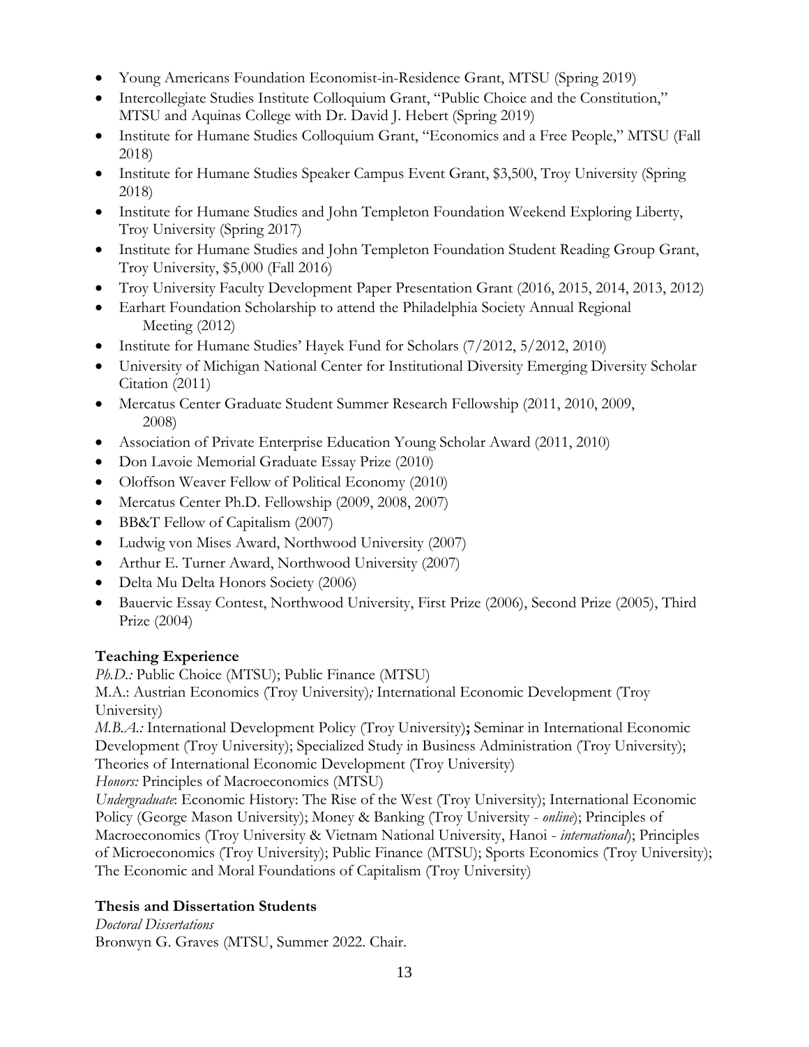- Young Americans Foundation Economist-in-Residence Grant, MTSU (Spring 2019)
- Intercollegiate Studies Institute Colloquium Grant, "Public Choice and the Constitution," MTSU and Aquinas College with Dr. David J. Hebert (Spring 2019)
- Institute for Humane Studies Colloquium Grant, "Economics and a Free People," MTSU (Fall 2018)
- Institute for Humane Studies Speaker Campus Event Grant, $3,500, Troy University (Spring 2018)
- Institute for Humane Studies and John Templeton Foundation Weekend Exploring Liberty, Troy University (Spring 2017)
- Institute for Humane Studies and John Templeton Foundation Student Reading Group Grant, Troy University, $5,000 (Fall 2016)
- Troy University Faculty Development Paper Presentation Grant (2016, 2015, 2014, 2013, 2012)
- Earhart Foundation Scholarship to attend the Philadelphia Society Annual Regional Meeting (2012)
- Institute for Humane Studies' Hayek Fund for Scholars (7/2012, 5/2012, 2010)
- University of Michigan National Center for Institutional Diversity Emerging Diversity Scholar Citation (2011)
- Mercatus Center Graduate Student Summer Research Fellowship (2011, 2010, 2009, 2008)
- Association of Private Enterprise Education Young Scholar Award (2011, 2010)
- Don Lavoie Memorial Graduate Essay Prize (2010)
- Oloffson Weaver Fellow of Political Economy (2010)
- Mercatus Center Ph.D. Fellowship (2009, 2008, 2007)
- BB&T Fellow of Capitalism (2007)
- Ludwig von Mises Award, Northwood University (2007)
- Arthur E. Turner Award, Northwood University (2007)
- Delta Mu Delta Honors Society (2006)
- Bauervic Essay Contest, Northwood University, First Prize (2006), Second Prize (2005), Third Prize (2004)

**Teaching Experience**

*Ph.D.:* Public Choice (MTSU); Public Finance (MTSU)
M.A.: Austrian Economics (Troy University)*;* International Economic Development (Troy University)
*M.B.A.:* International Development Policy (Troy University)**;** Seminar in International Economic Development (Troy University); Specialized Study in Business Administration (Troy University); Theories of International Economic Development (Troy University)
*Honors:* Principles of Macroeconomics (MTSU)
*Undergraduate*: Economic History: The Rise of the West (Troy University); International Economic Policy (George Mason University); Money & Banking (Troy University - *online*); Principles of Macroeconomics (Troy University & Vietnam National University, Hanoi - *international*); Principles of Microeconomics (Troy University); Public Finance (MTSU); Sports Economics (Troy University); The Economic and Moral Foundations of Capitalism (Troy University)

**Thesis and Dissertation Students**

*Doctoral Dissertations*
Bronwyn G. Graves (MTSU, Summer 2022. Chair.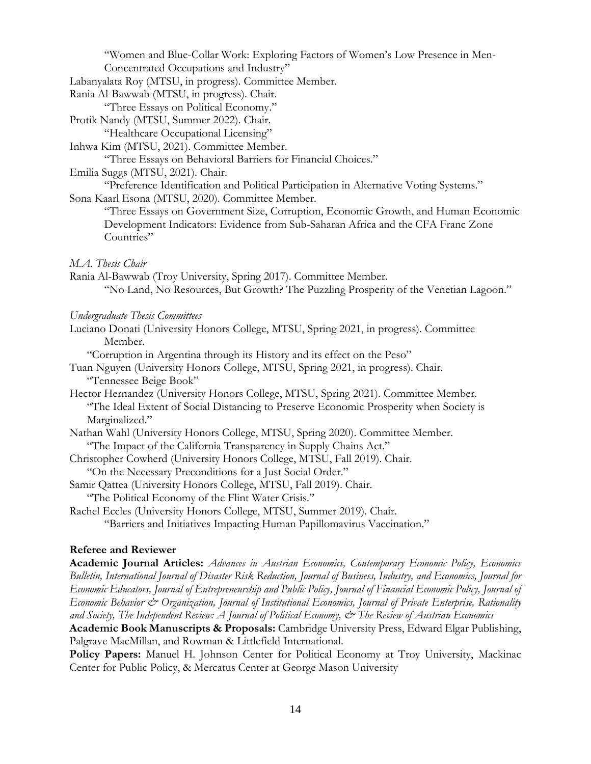"Women and Blue-Collar Work: Exploring Factors of Women's Low Presence in Men-Concentrated Occupations and Industry"

Labanyalata Roy (MTSU, in progress). Committee Member.

Rania Al-Bawwab (MTSU, in progress). Chair.
"Three Essays on Political Economy."

Protik Nandy (MTSU, Summer 2022). Chair.
"Healthcare Occupational Licensing"

Inhwa Kim (MTSU, 2021). Committee Member.
"Three Essays on Behavioral Barriers for Financial Choices."

Emilia Suggs (MTSU, 2021). Chair.
"Preference Identification and Political Participation in Alternative Voting Systems."

Sona Kaarl Esona (MTSU, 2020). Committee Member.
"Three Essays on Government Size, Corruption, Economic Growth, and Human Economic Development Indicators: Evidence from Sub-Saharan Africa and the CFA Franc Zone Countries"

*M.A. Thesis Chair*

Rania Al-Bawwab (Troy University, Spring 2017). Committee Member.
"No Land, No Resources, But Growth? The Puzzling Prosperity of the Venetian Lagoon."

*Undergraduate Thesis Committees*

Luciano Donati (University Honors College, MTSU, Spring 2021, in progress). Committee Member.
"Corruption in Argentina through its History and its effect on the Peso"

Tuan Nguyen (University Honors College, MTSU, Spring 2021, in progress). Chair.
"Tennessee Beige Book"

Hector Hernandez (University Honors College, MTSU, Spring 2021). Committee Member.
"The Ideal Extent of Social Distancing to Preserve Economic Prosperity when Society is Marginalized."

Nathan Wahl (University Honors College, MTSU, Spring 2020). Committee Member.
"The Impact of the California Transparency in Supply Chains Act."

Christopher Cowherd (University Honors College, MTSU, Fall 2019). Chair.
"On the Necessary Preconditions for a Just Social Order."

Samir Qattea (University Honors College, MTSU, Fall 2019). Chair.
"The Political Economy of the Flint Water Crisis."

Rachel Eccles (University Honors College, MTSU, Summer 2019). Chair.
"Barriers and Initiatives Impacting Human Papillomavirus Vaccination."

**Referee and Reviewer**

**Academic Journal Articles:** *Advances in Austrian Economics, Contemporary Economic Policy, Economics Bulletin, International Journal of Disaster Risk Reduction, Journal of Business, Industry, and Economics, Journal for Economic Educators, Journal of Entrepreneurship and Public Policy, Journal of Financial Economic Policy, Journal of Economic Behavior & Organization, Journal of Institutional Economics, Journal of Private Enterprise, Rationality and Society, The Independent Review: A Journal of Political Economy, & The Review of Austrian Economics*

**Academic Book Manuscripts & Proposals:** Cambridge University Press, Edward Elgar Publishing, Palgrave MacMillan, and Rowman & Littlefield International.

**Policy Papers:** Manuel H. Johnson Center for Political Economy at Troy University, Mackinac Center for Public Policy, & Mercatus Center at George Mason University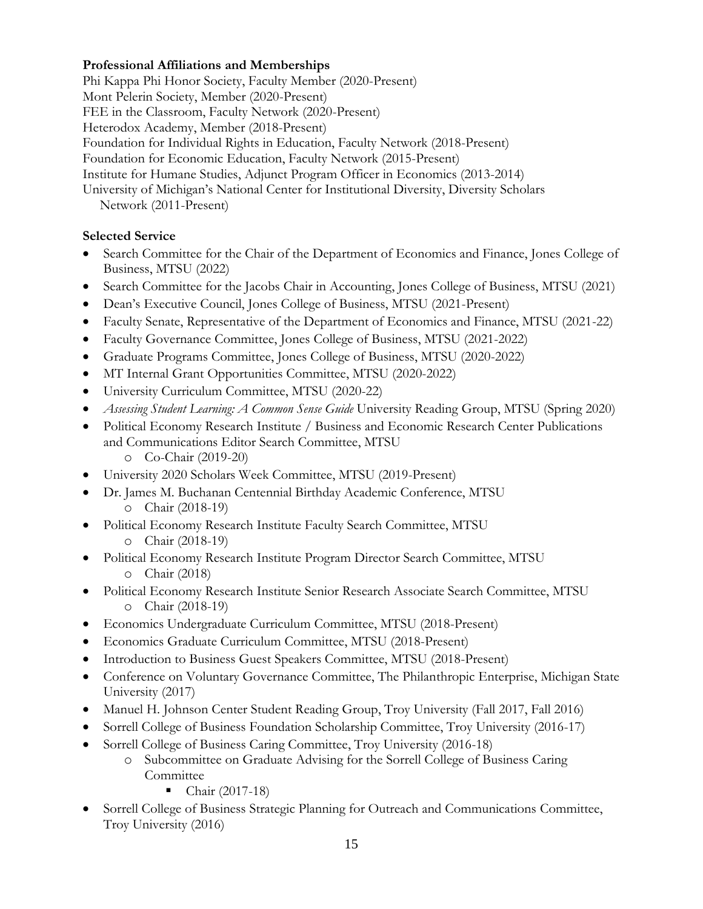### Professional Affiliations and Memberships

Phi Kappa Phi Honor Society, Faculty Member (2020-Present)
Mont Pelerin Society, Member (2020-Present)
FEE in the Classroom, Faculty Network (2020-Present)
Heterodox Academy, Member (2018-Present)
Foundation for Individual Rights in Education, Faculty Network (2018-Present)
Foundation for Economic Education, Faculty Network (2015-Present)
Institute for Humane Studies, Adjunct Program Officer in Economics (2013-2014)
University of Michigan's National Center for Institutional Diversity, Diversity Scholars Network (2011-Present)

### Selected Service

- Search Committee for the Chair of the Department of Economics and Finance, Jones College of Business, MTSU (2022)
- Search Committee for the Jacobs Chair in Accounting, Jones College of Business, MTSU (2021)
- Dean's Executive Council, Jones College of Business, MTSU (2021-Present)
- Faculty Senate, Representative of the Department of Economics and Finance, MTSU (2021-22)
- Faculty Governance Committee, Jones College of Business, MTSU (2021-2022)
- Graduate Programs Committee, Jones College of Business, MTSU (2020-2022)
- MT Internal Grant Opportunities Committee, MTSU (2020-2022)
- University Curriculum Committee, MTSU (2020-22)
- *Assessing Student Learning: A Common Sense Guide* University Reading Group, MTSU (Spring 2020)
- Political Economy Research Institute / Business and Economic Research Center Publications and Communications Editor Search Committee, MTSU
    - Co-Chair (2019-20)
- University 2020 Scholars Week Committee, MTSU (2019-Present)
- Dr. James M. Buchanan Centennial Birthday Academic Conference, MTSU
    - Chair (2018-19)
- Political Economy Research Institute Faculty Search Committee, MTSU
    - Chair (2018-19)
- Political Economy Research Institute Program Director Search Committee, MTSU
    - Chair (2018)
- Political Economy Research Institute Senior Research Associate Search Committee, MTSU
    - Chair (2018-19)
- Economics Undergraduate Curriculum Committee, MTSU (2018-Present)
- Economics Graduate Curriculum Committee, MTSU (2018-Present)
- Introduction to Business Guest Speakers Committee, MTSU (2018-Present)
- Conference on Voluntary Governance Committee, The Philanthropic Enterprise, Michigan State University (2017)
- Manuel H. Johnson Center Student Reading Group, Troy University (Fall 2017, Fall 2016)
- Sorrell College of Business Foundation Scholarship Committee, Troy University (2016-17)
- Sorrell College of Business Caring Committee, Troy University (2016-18)
    - Subcommittee on Graduate Advising for the Sorrell College of Business Caring Committee
        - Chair (2017-18)
- Sorrell College of Business Strategic Planning for Outreach and Communications Committee, Troy University (2016)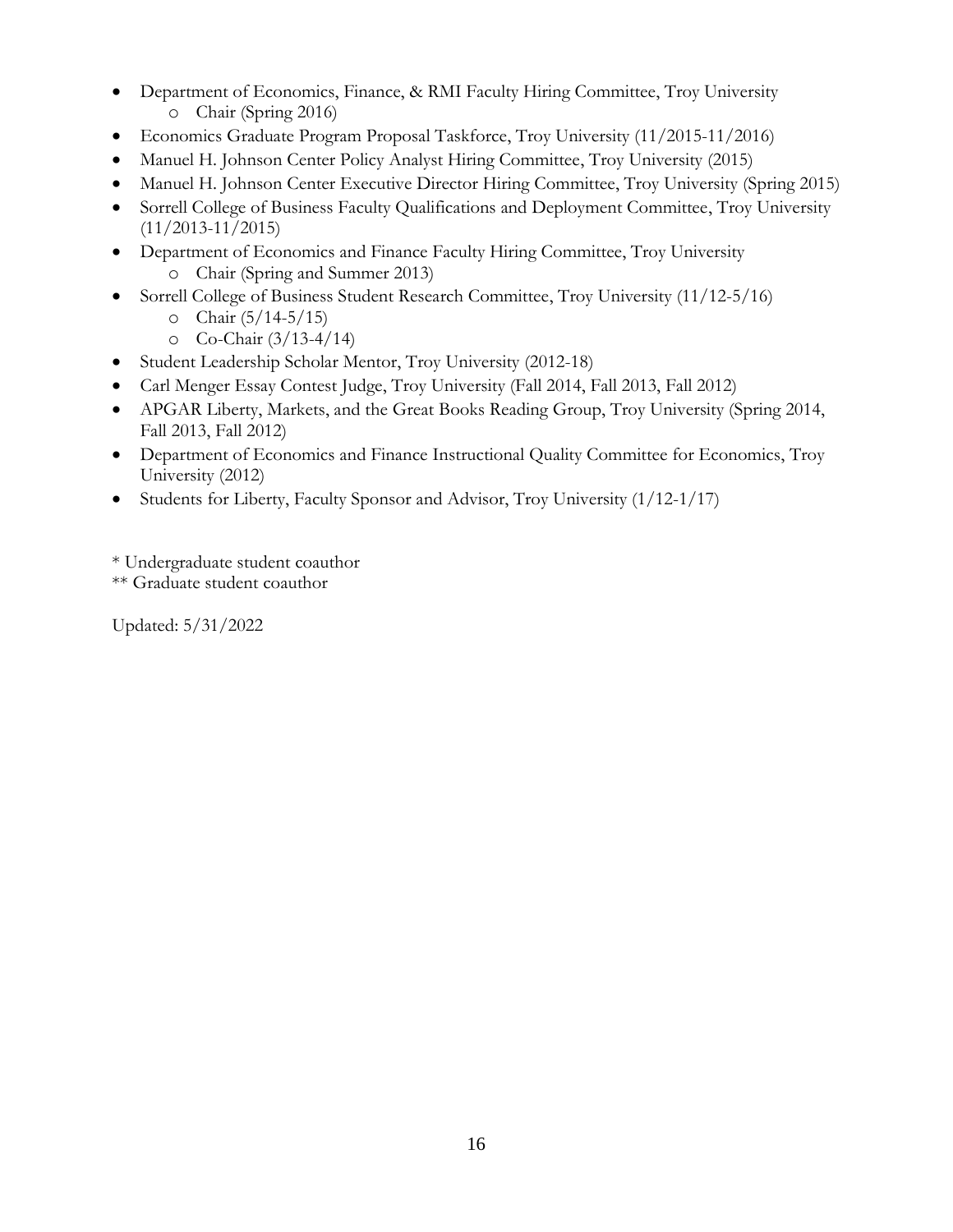- Department of Economics, Finance, & RMI Faculty Hiring Committee, Troy University
    - Chair (Spring 2016)
- Economics Graduate Program Proposal Taskforce, Troy University (11/2015-11/2016)
- Manuel H. Johnson Center Policy Analyst Hiring Committee, Troy University (2015)
- Manuel H. Johnson Center Executive Director Hiring Committee, Troy University (Spring 2015)
- Sorrell College of Business Faculty Qualifications and Deployment Committee, Troy University (11/2013-11/2015)
- Department of Economics and Finance Faculty Hiring Committee, Troy University
    - Chair (Spring and Summer 2013)
- Sorrell College of Business Student Research Committee, Troy University (11/12-5/16)
    - Chair (5/14-5/15)
    - Co-Chair (3/13-4/14)
- Student Leadership Scholar Mentor, Troy University (2012-18)
- Carl Menger Essay Contest Judge, Troy University (Fall 2014, Fall 2013, Fall 2012)
- APGAR Liberty, Markets, and the Great Books Reading Group, Troy University (Spring 2014, Fall 2013, Fall 2012)
- Department of Economics and Finance Instructional Quality Committee for Economics, Troy University (2012)
- Students for Liberty, Faculty Sponsor and Advisor, Troy University (1/12-1/17)

\* Undergraduate student coauthor
\** Graduate student coauthor

Updated: 5/31/2022